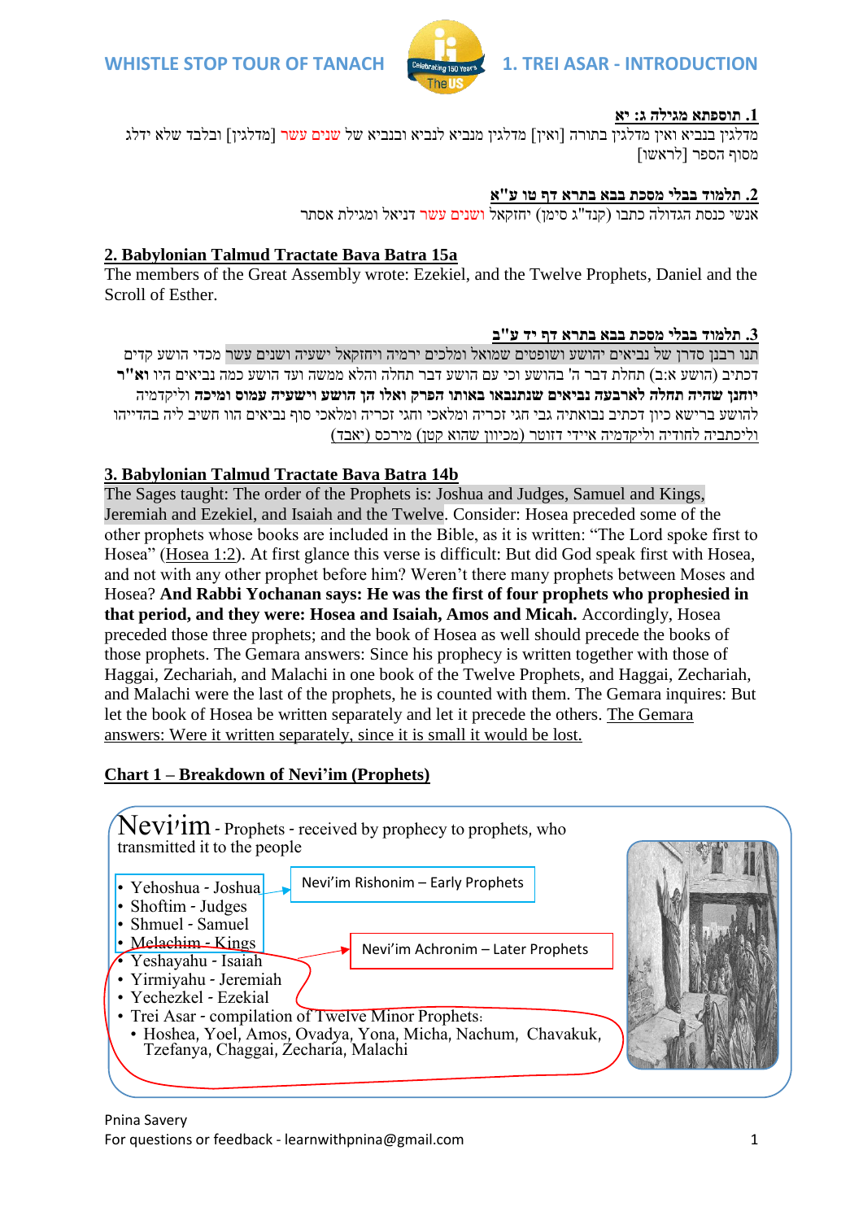**1. תוספתא מגילה ג: יא**

מדלגין בנביא ואין מדלגין בתורה [ואין] מדלגין מנביא לנביא ובנביא של שנים עשר [מדלגין] ובלבד שלא ידלג מסוף הספר [לראשו]

**2. תלמוד בבלי מסכת בבא בתרא דף טו ע"א**

אנשי כנסת הגדולה כתבו (קנד"ג סימן) יחזקאל ושנים עשר דניאל ומגילת אסתר

**2. Babylonian Talmud Tractate Bava Batra 15a**

The members of the Great Assembly wrote: Ezekiel, and the Twelve Prophets, Daniel and the Scroll of Esther.

**3. תלמוד בבלי מסכת בבא בתרא דף יד ע"ב**

תנו רבנן סדרן של נביאים יהושע ושופטים שמואל ומלכים ירמיה ויחזקאל ישעיה ושנים עשר מכדי הושע קדים דכתיב (הושע א:ב) תחלת דבר ה' בהושע וכי עם הושע דבר תחלה והלא ממשה ועד הושע כמה נביאים היו **וא"ר יוחנן שהיה תחלה לארבעה נביאים שנתנבאו באותו הפרק ואלו הן הושע וישעיה עמוס ומיכה** וליקדמיה להושע ברישא כיון דכתיב נבואתיה גבי חגי זכריה ומלאכי וחגי זכריה ומלאכי סוף נביאים הוו חשיב ליה בהדייהו ולכתביה לחודיה וליקדמיה איידי דזוטר (מכיון שהוא קטן) מירכס (יאבד)

**3. Babylonian Talmud Tractate Bava Batra 14b**

The Sages taught: The order of the Prophets is: Joshua and Judges, Samuel and Kings, Jeremiah and Ezekiel, and Isaiah and the Twelve. Consider: Hosea preceded some of the other prophets whose books are included in the Bible, as it is written: "The Lord spoke first to Hosea" (Hosea 1:2). At first glance this verse is difficult: But did God speak first with Hosea, and not with any other prophet before him? Weren't there many prophets between Moses and Hosea? **And Rabbi Yochanan says: He was the first of four prophets who prophesied in that period, and they were: Hosea and Isaiah, Amos and Micah.** Accordingly, Hosea preceded those three prophets; and the book of Hosea as well should precede the books of those prophets. The Gemara answers: Since his prophecy is written together with those of Haggai, Zechariah, and Malachi in one book of the Twelve Prophets, and Haggai, Zechariah, and Malachi were the last of the prophets, he is counted with them. The Gemara inquires: But let the book of Hosea be written separately and let it precede the others. The Gemara answers: Were it written separately, since it is small it would be lost.

**Chart 1 – Breakdown of Nevi'im (Prophets)**

Nevi'im - Prophets - received by prophecy to prophets, who transmitted it to the people

Nevi'im Rishonim – Early Prophets:
- Yehoshua - Joshua
- Shoftim - Judges
- Shmuel - Samuel
- Melachim - Kings

Nevi'im Achronim – Later Prophets:
- Yeshayahu - Isaiah
- Yirmiyahu - Jeremiah
- Yechezkel - Ezekial
- Trei Asar - compilation of Twelve Minor Prophets:
  - Hoshea, Yoel, Amos, Ovadya, Yona, Micha, Nachum, Chavakuk, Tzefanya, Chaggai, Zecharia, Malachi

Pnina Savery
For questions or feedback - learnwithpnina@gmail.com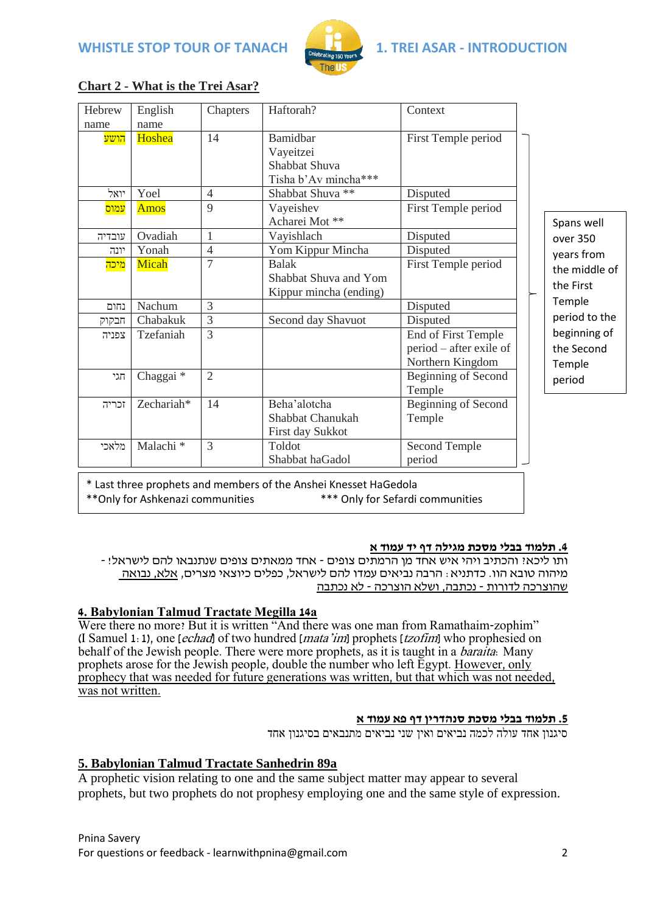## Chart 2 - What is the Trei Asar?

| Hebrew name | English name | Chapters | Haftorah? | Context |
|---|---|---|---|---|
| הושע | Hoshea | 14 | Bamidbar<br>Vayeitzei<br>Shabbat Shuva<br>Tisha b'Av mincha*** | First Temple period |
| יואל | Yoel | 4 | Shabbat Shuva ** | Disputed |
| עמוס | Amos | 9 | Vayeishev<br>Acharei Mot ** | First Temple period |
| עובדיה | Ovadiah | 1 | Vayishlach | Disputed |
| יונה | Yonah | 4 | Yom Kippur Mincha | Disputed |
| מיכה | Micah | 7 | Balak<br>Shabbat Shuva and Yom Kippur mincha (ending) | First Temple period |
| נחום | Nachum | 3 | | Disputed |
| חבקוק | Chabakuk | 3 | Second day Shavuot | Disputed |
| צפניה | Tzefaniah | 3 | | End of First Temple period – after exile of Northern Kingdom |
| חגי | Chaggai * | 2 | | Beginning of Second Temple |
| זכריה | Zechariah* | 14 | Beha'alotcha<br>Shabbat Chanukah<br>First day Sukkot | Beginning of Second Temple |
| מלאכי | Malachi * | 3 | Toldot<br>Shabbat haGadol | Second Temple period |

Spans well over 350 years from the middle of the First Temple period to the beginning of the Second Temple period

\* Last three prophets and members of the Anshei Knesset HaGedola
\*\*Only for Ashkenazi communities *** Only for Sefardi communities

### 4. תלמוד בבלי מסכת מגילה דף יד עמוד א

ותו ליכא? והכתיב ויהי איש אחד מן הרמתים צופים - אחד ממאתים צופים שנתנבאו להם לישראל! - מיהוה טובא הוו. כדתניא: הרבה נביאים עמדו להם לישראל, כפלים כיוצאי מצרים, אלא, נבואה שהוצרכה לדורות - נכתבה, ושלא הוצרכה - לא נכתבה

### 4. Babylonian Talmud Tractate Megilla 14a

Were there no more? But it is written "And there was one man from Ramathaim-zophim" (I Samuel 1:1), one [*echad*] of two hundred [*mata'im*] prophets [*tzofim*] who prophesied on behalf of the Jewish people. There were more prophets, as it is taught in a *baraita*: Many prophets arose for the Jewish people, double the number who left Egypt. However, only prophecy that was needed for future generations was written, but that which was not needed, was not written.

### 5. תלמוד בבלי מסכת סנהדרין דף פט עמוד א

סיגנון אחד עולה לכמה נביאים ואין שני נביאים מתנבאים בסיגנון אחד

### 5. Babylonian Talmud Tractate Sanhedrin 89a

A prophetic vision relating to one and the same subject matter may appear to several prophets, but two prophets do not prophesy employing one and the same style of expression.

Pnina Savery
For questions or feedback - learnwithpnina@gmail.com